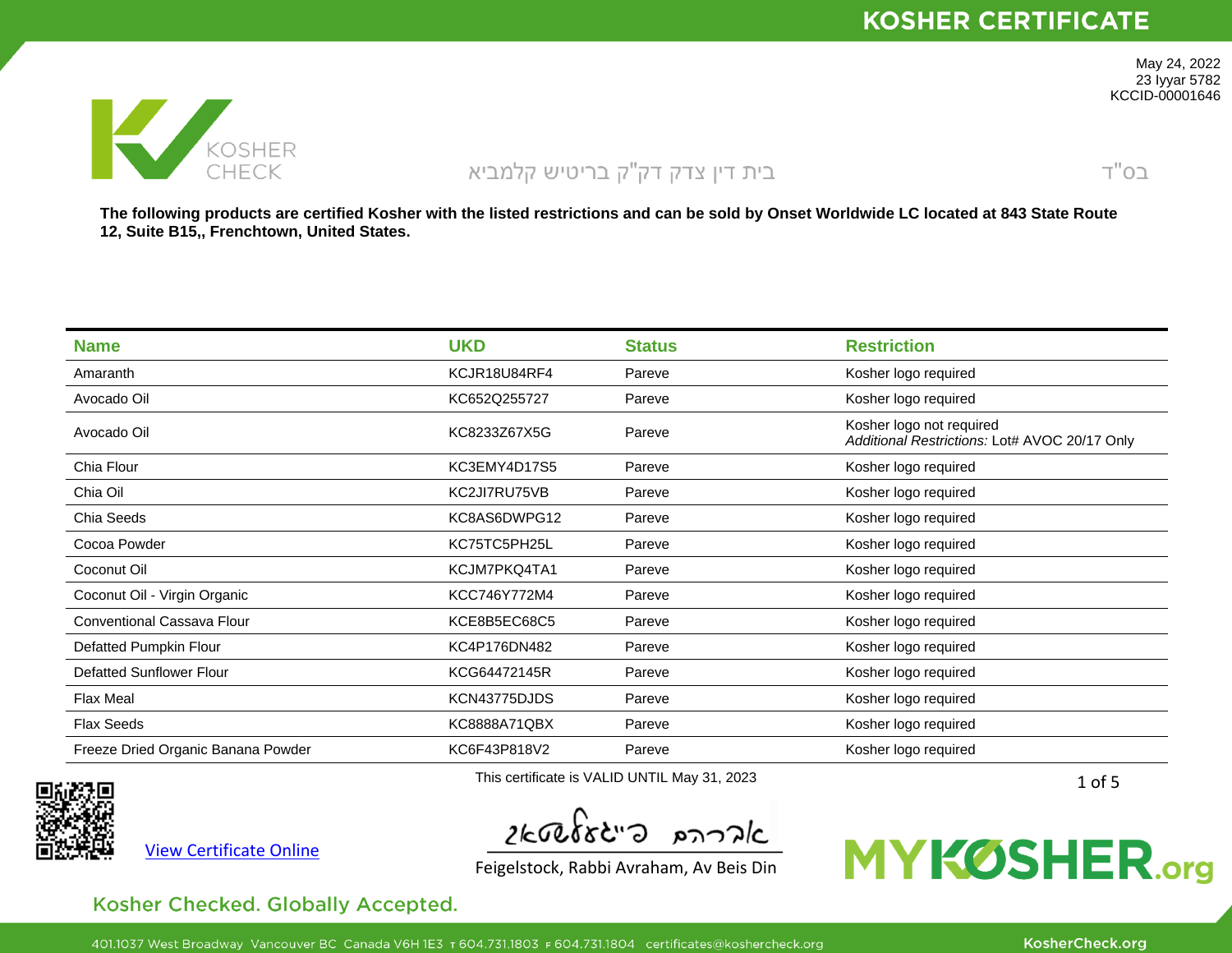# KOSHER CERTIFICATE

May 24, 2022
23 Iyyar 5782
KCCID-00001646

KOSHER CHECK

בית דין צדק דק"ק בריטיש קלמביא

בס"ד

**The following products are certified Kosher with the listed restrictions and can be sold by Onset Worldwide LC located at 843 State Route 12, Suite B15,, Frenchtown, United States.**

| Name | UKD | Status | Restriction |
|---|---|---|---|
| Amaranth | KCJR18U84RF4 | Pareve | Kosher logo required |
| Avocado Oil | KC652Q255727 | Pareve | Kosher logo required |
| Avocado Oil | KC8233Z67X5G | Pareve | Kosher logo not required<br>*Additional Restrictions:* Lot# AVOC 20/17 Only |
| Chia Flour | KC3EMY4D17S5 | Pareve | Kosher logo required |
| Chia Oil | KC2JI7RU75VB | Pareve | Kosher logo required |
| Chia Seeds | KC8AS6DWPG12 | Pareve | Kosher logo required |
| Cocoa Powder | KC75TC5PH25L | Pareve | Kosher logo required |
| Coconut Oil | KCJM7PKQ4TA1 | Pareve | Kosher logo required |
| Coconut Oil - Virgin Organic | KCC746Y772M4 | Pareve | Kosher logo required |
| Conventional Cassava Flour | KCE8B5EC68C5 | Pareve | Kosher logo required |
| Defatted Pumpkin Flour | KC4P176DN482 | Pareve | Kosher logo required |
| Defatted Sunflower Flour | KCG64472145R | Pareve | Kosher logo required |
| Flax Meal | KCN43775DJDS | Pareve | Kosher logo required |
| Flax Seeds | KC8888A71QBX | Pareve | Kosher logo required |
| Freeze Dried Organic Banana Powder | KC6F43P818V2 | Pareve | Kosher logo required |

This certificate is VALID UNTIL May 31, 2023

View Certificate Online

Feigelstock, Rabbi Avraham, Av Beis Din

MYKOSHER.org

Kosher Checked. Globally Accepted.

401.1037 West Broadway Vancouver BC Canada V6H 1E3 T 604.731.1803 F 604.731.1804 certificates@koshercheck.org KosherCheck.org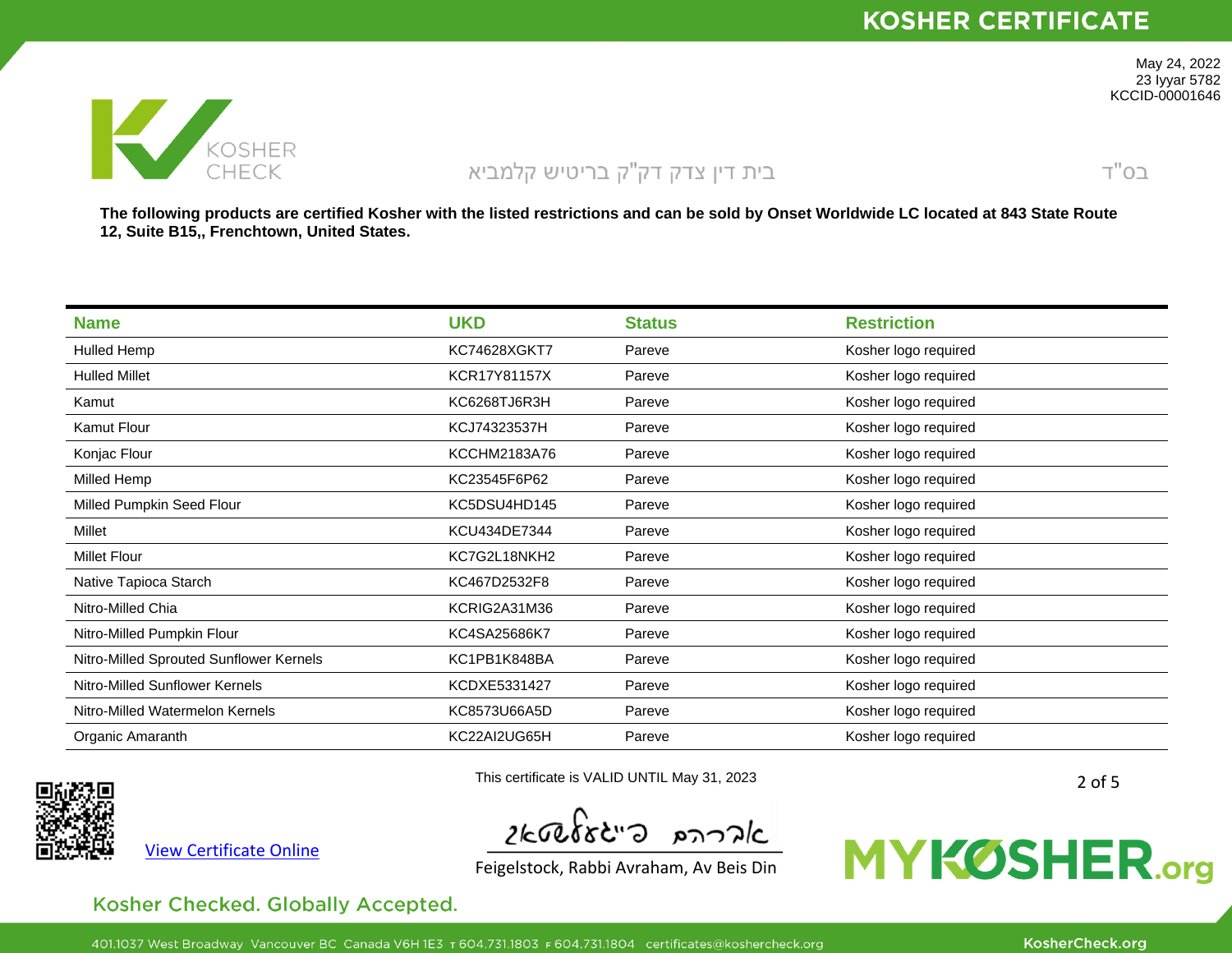# KOSHER CERTIFICATE

May 24, 2022
23 Iyyar 5782
KCCID-00001646

KOSHER CHECK

בית דין צדק דק"ק בריטיש קלמביא

בס"ד

**The following products are certified Kosher with the listed restrictions and can be sold by Onset Worldwide LC located at 843 State Route 12, Suite B15,, Frenchtown, United States.**

| Name | UKD | Status | Restriction |
|---|---|---|---|
| Hulled Hemp | KC74628XGKT7 | Pareve | Kosher logo required |
| Hulled Millet | KCR17Y81157X | Pareve | Kosher logo required |
| Kamut | KC6268TJ6R3H | Pareve | Kosher logo required |
| Kamut Flour | KCJ74323537H | Pareve | Kosher logo required |
| Konjac Flour | KCCHM2183A76 | Pareve | Kosher logo required |
| Milled Hemp | KC23545F6P62 | Pareve | Kosher logo required |
| Milled Pumpkin Seed Flour | KC5DSU4HD145 | Pareve | Kosher logo required |
| Millet | KCU434DE7344 | Pareve | Kosher logo required |
| Millet Flour | KC7G2L18NKH2 | Pareve | Kosher logo required |
| Native Tapioca Starch | KC467D2532F8 | Pareve | Kosher logo required |
| Nitro-Milled Chia | KCRIG2A31M36 | Pareve | Kosher logo required |
| Nitro-Milled Pumpkin Flour | KC4SA25686K7 | Pareve | Kosher logo required |
| Nitro-Milled Sprouted Sunflower Kernels | KC1PB1K848BA | Pareve | Kosher logo required |
| Nitro-Milled Sunflower Kernels | KCDXE5331427 | Pareve | Kosher logo required |
| Nitro-Milled Watermelon Kernels | KC8573U66A5D | Pareve | Kosher logo required |
| Organic Amaranth | KC22AI2UG65H | Pareve | Kosher logo required |

View Certificate Online

This certificate is VALID UNTIL May 31, 2023

אברהם פייגלשטאק

Feigelstock, Rabbi Avraham, Av Beis Din

MYKOSHER.org

Kosher Checked. Globally Accepted.

401.1037 West Broadway Vancouver BC Canada V6H 1E3 T 604.731.1803 F 604.731.1804 certificates@koshercheck.org KosherCheck.org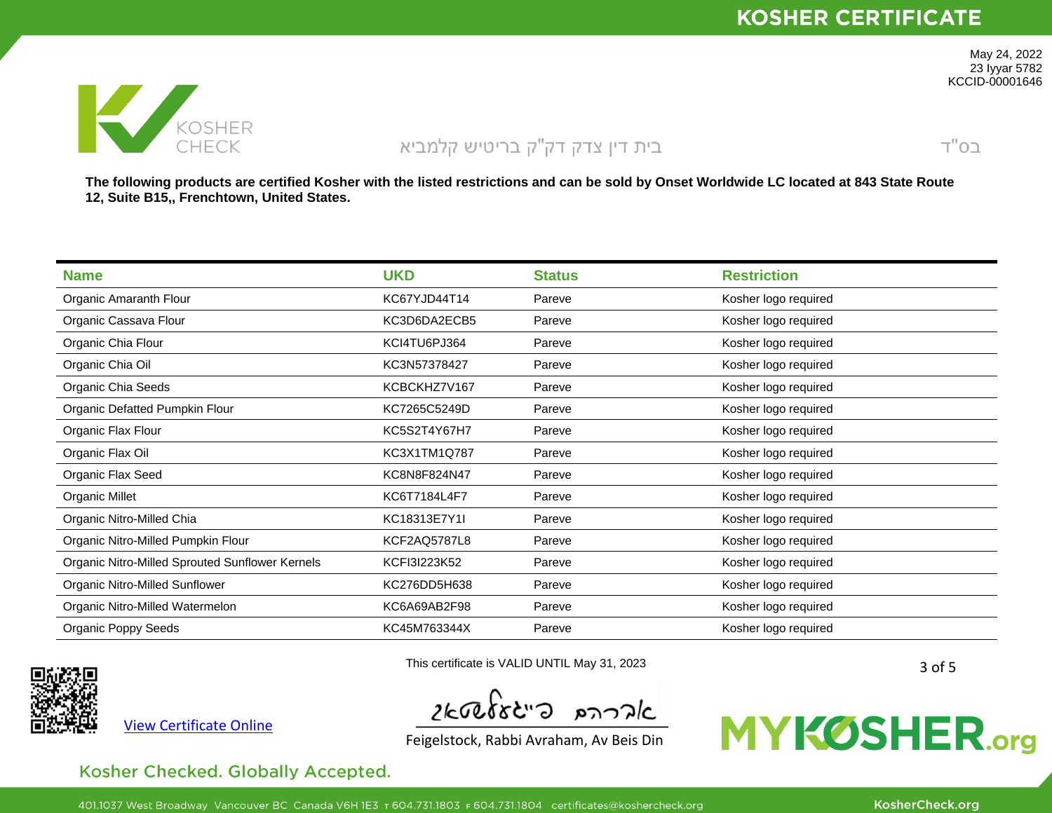# KOSHER CERTIFICATE

May 24, 2022
23 Iyyar 5782
KCCID-00001646

KOSHER CHECK

בית דין צדק דק"ק בריטיש קלמביא

בס"ד

**The following products are certified Kosher with the listed restrictions and can be sold by Onset Worldwide LC located at 843 State Route 12, Suite B15,, Frenchtown, United States.**

| Name | UKD | Status | Restriction |
|---|---|---|---|
| Organic Amaranth Flour | KC67YJD44T14 | Pareve | Kosher logo required |
| Organic Cassava Flour | KC3D6DA2ECB5 | Pareve | Kosher logo required |
| Organic Chia Flour | KCI4TU6PJ364 | Pareve | Kosher logo required |
| Organic Chia Oil | KC3N57378427 | Pareve | Kosher logo required |
| Organic Chia Seeds | KCBCKHZ7V167 | Pareve | Kosher logo required |
| Organic Defatted Pumpkin Flour | KC7265C5249D | Pareve | Kosher logo required |
| Organic Flax Flour | KC5S2T4Y67H7 | Pareve | Kosher logo required |
| Organic Flax Oil | KC3X1TM1Q787 | Pareve | Kosher logo required |
| Organic Flax Seed | KC8N8F824N47 | Pareve | Kosher logo required |
| Organic Millet | KC6T7184L4F7 | Pareve | Kosher logo required |
| Organic Nitro-Milled Chia | KC18313E7Y1I | Pareve | Kosher logo required |
| Organic Nitro-Milled Pumpkin Flour | KCF2AQ5787L8 | Pareve | Kosher logo required |
| Organic Nitro-Milled Sprouted Sunflower Kernels | KCFI3I223K52 | Pareve | Kosher logo required |
| Organic Nitro-Milled Sunflower | KC276DD5H638 | Pareve | Kosher logo required |
| Organic Nitro-Milled Watermelon | KC6A69AB2F98 | Pareve | Kosher logo required |
| Organic Poppy Seeds | KC45M763344X | Pareve | Kosher logo required |

View Certificate Online

This certificate is VALID UNTIL May 31, 2023

אברהם פייגלשטאק

Feigelstock, Rabbi Avraham, Av Beis Din

MYKOSHER.org

Kosher Checked. Globally Accepted.

401.1037 West Broadway Vancouver BC Canada V6H 1E3 T 604.731.1803 F 604.731.1804 certificates@koshercheck.org

KosherCheck.org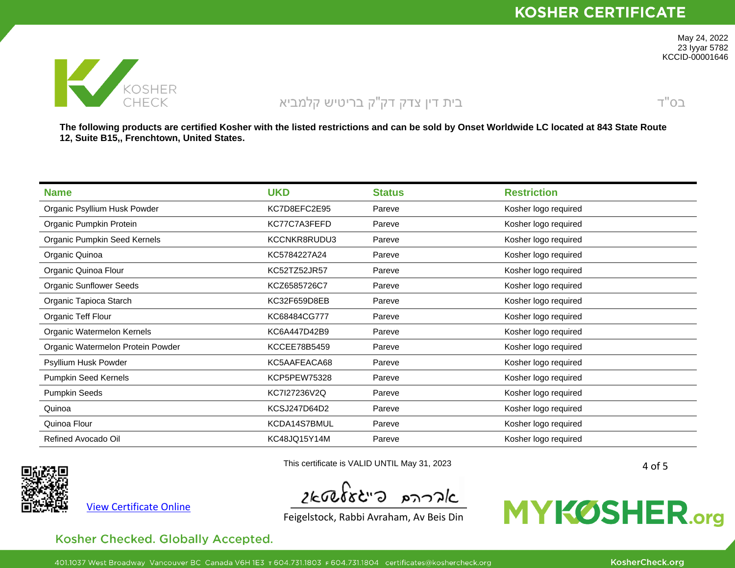# KOSHER CERTIFICATE

May 24, 2022
23 Iyyar 5782
KCCID-00001646

KOSHER CHECK

בית דין צדק דק"ק בריטיש קלמביא

בס"ד

**The following products are certified Kosher with the listed restrictions and can be sold by Onset Worldwide LC located at 843 State Route 12, Suite B15,, Frenchtown, United States.**

| Name | UKD | Status | Restriction |
|---|---|---|---|
| Organic Psyllium Husk Powder | KC7D8EFC2E95 | Pareve | Kosher logo required |
| Organic Pumpkin Protein | KC77C7A3FEFD | Pareve | Kosher logo required |
| Organic Pumpkin Seed Kernels | KCCNKR8RUDU3 | Pareve | Kosher logo required |
| Organic Quinoa | KC5784227A24 | Pareve | Kosher logo required |
| Organic Quinoa Flour | KC52TZ52JR57 | Pareve | Kosher logo required |
| Organic Sunflower Seeds | KCZ6585726C7 | Pareve | Kosher logo required |
| Organic Tapioca Starch | KC32F659D8EB | Pareve | Kosher logo required |
| Organic Teff Flour | KC68484CG777 | Pareve | Kosher logo required |
| Organic Watermelon Kernels | KC6A447D42B9 | Pareve | Kosher logo required |
| Organic Watermelon Protein Powder | KCCEE78B5459 | Pareve | Kosher logo required |
| Psyllium Husk Powder | KC5AAFEACA68 | Pareve | Kosher logo required |
| Pumpkin Seed Kernels | KCP5PEW75328 | Pareve | Kosher logo required |
| Pumpkin Seeds | KC7I27236V2Q | Pareve | Kosher logo required |
| Quinoa | KCSJ247D64D2 | Pareve | Kosher logo required |
| Quinoa Flour | KCDA14S7BMUL | Pareve | Kosher logo required |
| Refined Avocado Oil | KC48JQ15Y14M | Pareve | Kosher logo required |

This certificate is VALID UNTIL May 31, 2023

View Certificate Online

אברהם פייגלשטאק

Feigelstock, Rabbi Avraham, Av Beis Din

MYKOSHER.org

Kosher Checked. Globally Accepted.

401.1037 West Broadway Vancouver BC Canada V6H 1E3 T 604.731.1803 F 604.731.1804 certificates@koshercheck.org

KosherCheck.org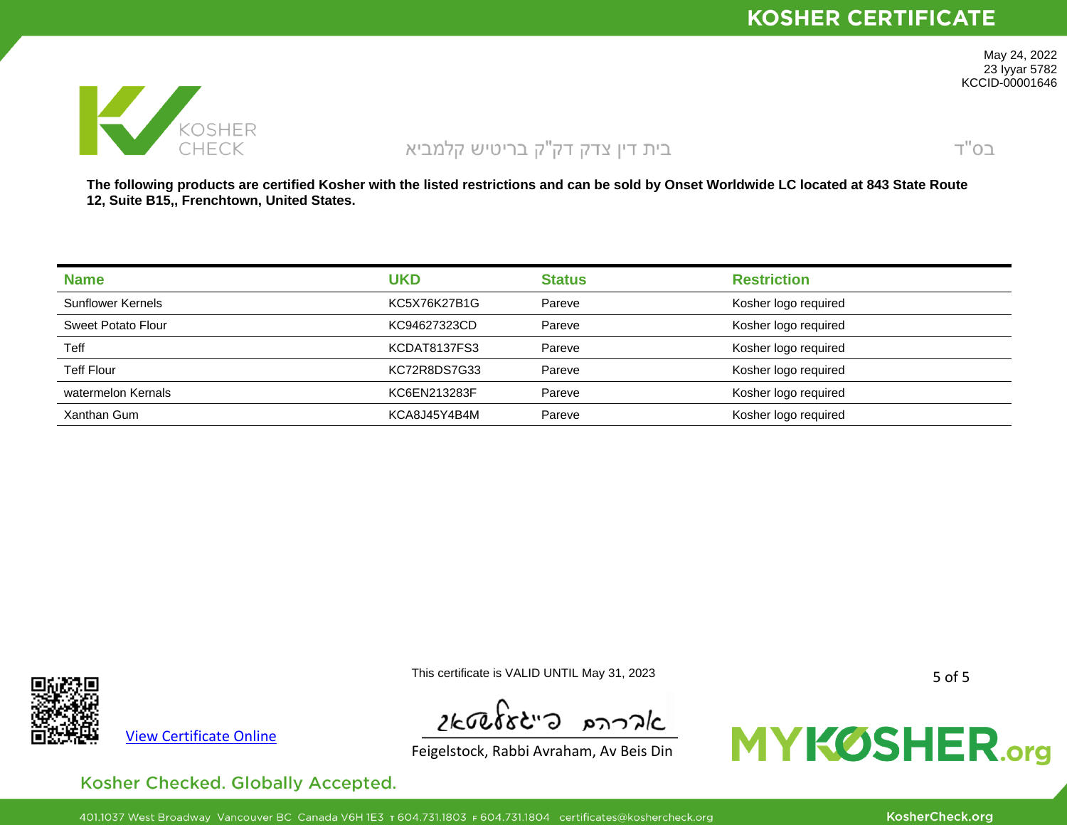# KOSHER CERTIFICATE

May 24, 2022
23 Iyyar 5782
KCCID-00001646

KOSHER CHECK

בית דין צדק דק"ק בריטיש קלמביא

בס"ד

**The following products are certified Kosher with the listed restrictions and can be sold by Onset Worldwide LC located at 843 State Route 12, Suite B15,, Frenchtown, United States.**

| Name | UKD | Status | Restriction |
|---|---|---|---|
| Sunflower Kernels | KC5X76K27B1G | Pareve | Kosher logo required |
| Sweet Potato Flour | KC94627323CD | Pareve | Kosher logo required |
| Teff | KCDAT8137FS3 | Pareve | Kosher logo required |
| Teff Flour | KC72R8DS7G33 | Pareve | Kosher logo required |
| watermelon Kernals | KC6EN213283F | Pareve | Kosher logo required |
| Xanthan Gum | KCA8J45Y4B4M | Pareve | Kosher logo required |

This certificate is VALID UNTIL May 31, 2023

View Certificate Online

אברהם פייגלשטאק

Feigelstock, Rabbi Avraham, Av Beis Din

MYKOSHER.org

Kosher Checked. Globally Accepted.

401.1037 West Broadway Vancouver BC Canada V6H 1E3 T 604.731.1803 F 604.731.1804 certificates@koshercheck.org

KosherCheck.org